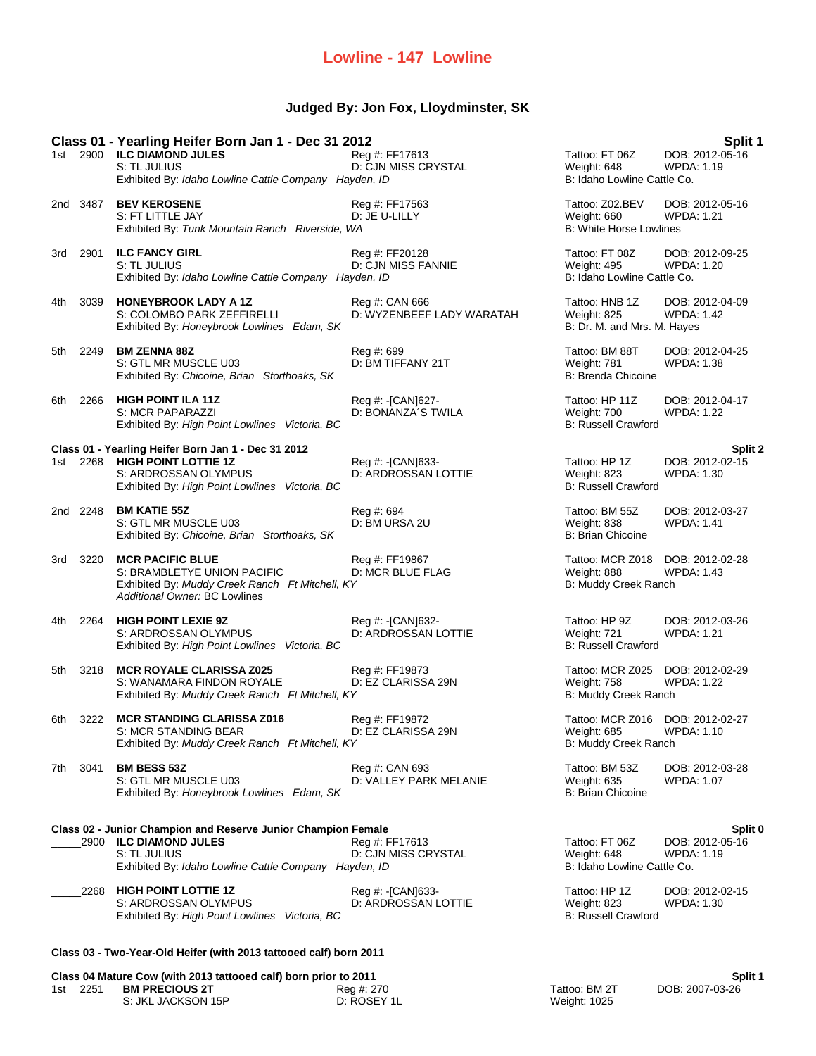# Lowline - 147 Lowline

## Judged By: Jon Fox, Lloydminster, SK

### Class 01 - Yearling Heifer Born Jan 1 - Dec 31 2012 — Split 1

1st 2900 **ILC DIAMOND JULES** — Reg #: FF17613 — Tattoo: FT 06Z — DOB: 2012-05-16
S: TL JULIUS — D: CJN MISS CRYSTAL — Weight: 648 — WPDA: 1.19
Exhibited By: *Idaho Lowline Cattle Company Hayden, ID* — B: Idaho Lowline Cattle Co.

2nd 3487 **BEV KEROSENE** — Reg #: FF17563 — Tattoo: Z02.BEV — DOB: 2012-05-16
S: FT LITTLE JAY — D: JE U-LILLY — Weight: 660 — WPDA: 1.21
Exhibited By: *Tunk Mountain Ranch Riverside, WA* — B: White Horse Lowlines

3rd 2901 **ILC FANCY GIRL** — Reg #: FF20128 — Tattoo: FT 08Z — DOB: 2012-09-25
S: TL JULIUS — D: CJN MISS FANNIE — Weight: 495 — WPDA: 1.20
Exhibited By: *Idaho Lowline Cattle Company Hayden, ID* — B: Idaho Lowline Cattle Co.

4th 3039 **HONEYBROOK LADY A 1Z** — Reg #: CAN 666 — Tattoo: HNB 1Z — DOB: 2012-04-09
S: COLOMBO PARK ZEFFIRELLI — D: WYZENBEEF LADY WARATAH — Weight: 825 — WPDA: 1.42
Exhibited By: *Honeybrook Lowlines Edam, SK* — B: Dr. M. and Mrs. M. Hayes

5th 2249 **BM ZENNA 88Z** — Reg #: 699 — Tattoo: BM 88T — DOB: 2012-04-25
S: GTL MR MUSCLE U03 — D: BM TIFFANY 21T — Weight: 781 — WPDA: 1.38
Exhibited By: *Chicoine, Brian Storthoaks, SK* — B: Brenda Chicoine

6th 2266 **HIGH POINT ILA 11Z** — Reg #: -[CAN]627- — Tattoo: HP 11Z — DOB: 2012-04-17
S: MCR PAPARAZZI — D: BONANZA´S TWILA — Weight: 700 — WPDA: 1.22
Exhibited By: *High Point Lowlines Victoria, BC* — B: Russell Crawford

### Class 01 - Yearling Heifer Born Jan 1 - Dec 31 2012 — Split 2

1st 2268 **HIGH POINT LOTTIE 1Z** — Reg #: -[CAN]633- — Tattoo: HP 1Z — DOB: 2012-02-15
S: ARDROSSAN OLYMPUS — D: ARDROSSAN LOTTIE — Weight: 823 — WPDA: 1.30
Exhibited By: *High Point Lowlines Victoria, BC* — B: Russell Crawford

2nd 2248 **BM KATIE 55Z** — Reg #: 694 — Tattoo: BM 55Z — DOB: 2012-03-27
S: GTL MR MUSCLE U03 — D: BM URSA 2U — Weight: 838 — WPDA: 1.41
Exhibited By: *Chicoine, Brian Storthoaks, SK* — B: Brian Chicoine

3rd 3220 **MCR PACIFIC BLUE** — Reg #: FF19867 — Tattoo: MCR Z018 — DOB: 2012-02-28
S: BRAMBLETYE UNION PACIFIC — D: MCR BLUE FLAG — Weight: 888 — WPDA: 1.43
Exhibited By: *Muddy Creek Ranch Ft Mitchell, KY* — B: Muddy Creek Ranch
*Additional Owner:* BC Lowlines

4th 2264 **HIGH POINT LEXIE 9Z** — Reg #: -[CAN]632- — Tattoo: HP 9Z — DOB: 2012-03-26
S: ARDROSSAN OLYMPUS — D: ARDROSSAN LOTTIE — Weight: 721 — WPDA: 1.21
Exhibited By: *High Point Lowlines Victoria, BC* — B: Russell Crawford

5th 3218 **MCR ROYALE CLARISSA Z025** — Reg #: FF19873 — Tattoo: MCR Z025 — DOB: 2012-02-29
S: WANAMARA FINDON ROYALE — D: EZ CLARISSA 29N — Weight: 758 — WPDA: 1.22
Exhibited By: *Muddy Creek Ranch Ft Mitchell, KY* — B: Muddy Creek Ranch

6th 3222 **MCR STANDING CLARISSA Z016** — Reg #: FF19872 — Tattoo: MCR Z016 — DOB: 2012-02-27
S: MCR STANDING BEAR — D: EZ CLARISSA 29N — Weight: 685 — WPDA: 1.10
Exhibited By: *Muddy Creek Ranch Ft Mitchell, KY* — B: Muddy Creek Ranch

7th 3041 **BM BESS 53Z** — Reg #: CAN 693 — Tattoo: BM 53Z — DOB: 2012-03-28
S: GTL MR MUSCLE U03 — D: VALLEY PARK MELANIE — Weight: 635 — WPDA: 1.07
Exhibited By: *Honeybrook Lowlines Edam, SK* — B: Brian Chicoine

### Class 02 - Junior Champion and Reserve Junior Champion Female — Split 0

_____2900 **ILC DIAMOND JULES** — Reg #: FF17613 — Tattoo: FT 06Z — DOB: 2012-05-16
S: TL JULIUS — D: CJN MISS CRYSTAL — Weight: 648 — WPDA: 1.19
Exhibited By: *Idaho Lowline Cattle Company Hayden, ID* — B: Idaho Lowline Cattle Co.

_____2268 **HIGH POINT LOTTIE 1Z** — Reg #: -[CAN]633- — Tattoo: HP 1Z — DOB: 2012-02-15
S: ARDROSSAN OLYMPUS — D: ARDROSSAN LOTTIE — Weight: 823 — WPDA: 1.30
Exhibited By: *High Point Lowlines Victoria, BC* — B: Russell Crawford

### Class 03 - Two-Year-Old Heifer (with 2013 tattooed calf) born 2011

### Class 04 Mature Cow (with 2013 tattooed calf) born prior to 2011 — Split 1

1st 2251 **BM PRECIOUS 2T** — Reg #: 270 — Tattoo: BM 2T — DOB: 2007-03-26
S: JKL JACKSON 15P — D: ROSEY 1L — Weight: 1025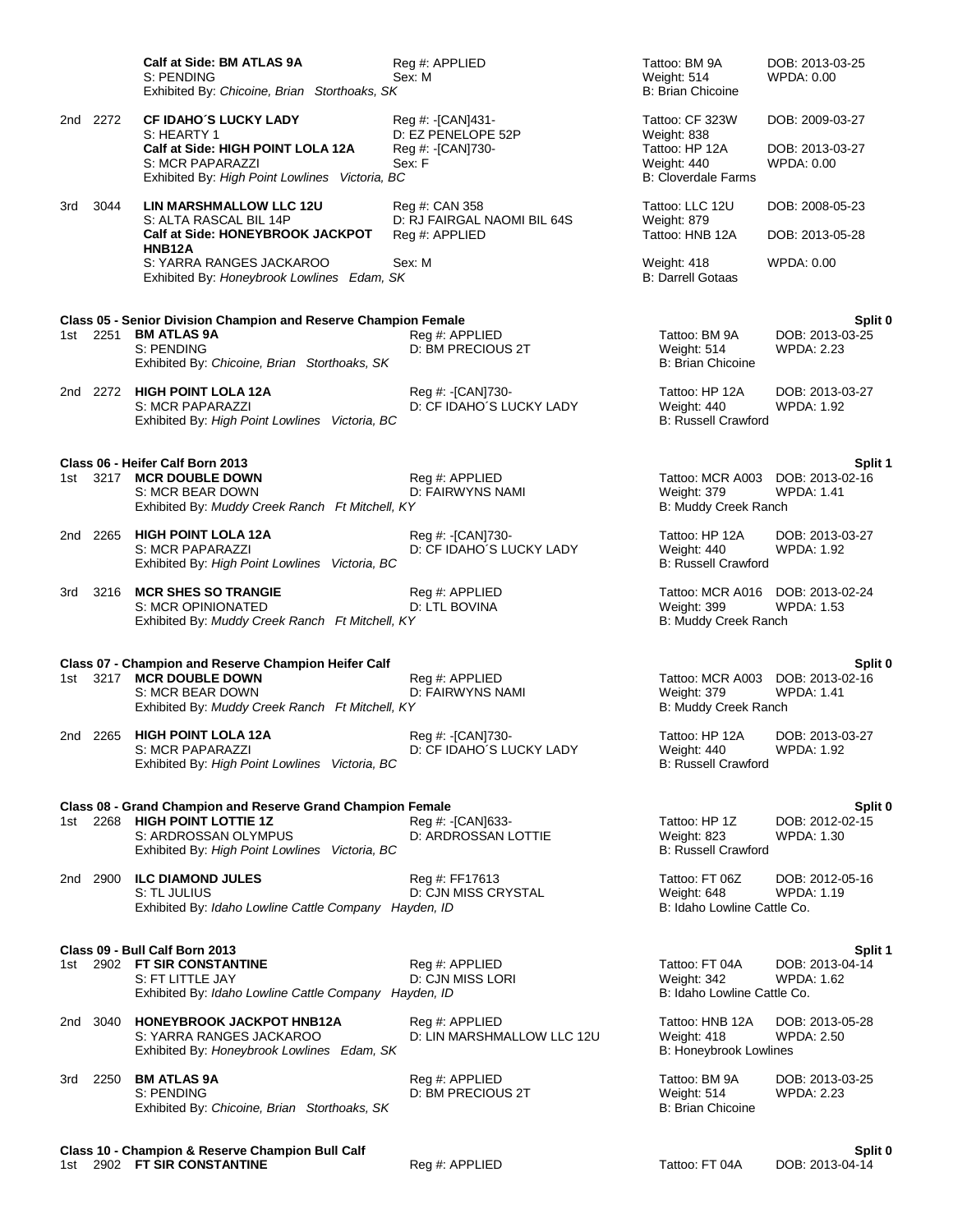| | | | | | |
|---|---|---|---|---|---|
| | | **Calf at Side: BM ATLAS 9A** | Reg #: APPLIED | Tattoo: BM 9A | DOB: 2013-03-25 |
| | | S: PENDING | Sex: M | Weight: 514 | WPDA: 0.00 |
| | | Exhibited By: *Chicoine, Brian Storthoaks, SK* | | B: Brian Chicoine | |
| 2nd | 2272 | **CF IDAHO´S LUCKY LADY** | Reg #: -[CAN]431- | Tattoo: CF 323W | DOB: 2009-03-27 |
| | | S: HEARTY 1 | D: EZ PENELOPE 52P | Weight: 838 | |
| | | **Calf at Side: HIGH POINT LOLA 12A** | Reg #: -[CAN]730- | Tattoo: HP 12A | DOB: 2013-03-27 |
| | | S: MCR PAPARAZZI | Sex: F | Weight: 440 | WPDA: 0.00 |
| | | Exhibited By: *High Point Lowlines Victoria, BC* | | B: Cloverdale Farms | |
| 3rd | 3044 | **LIN MARSHMALLOW LLC 12U** | Reg #: CAN 358 | Tattoo: LLC 12U | DOB: 2008-05-23 |
| | | S: ALTA RASCAL BIL 14P | D: RJ FAIRGAL NAOMI BIL 64S | Weight: 879 | |
| | | **Calf at Side: HONEYBROOK JACKPOT HNB12A** | Reg #: APPLIED | Tattoo: HNB 12A | DOB: 2013-05-28 |
| | | S: YARRA RANGES JACKAROO | Sex: M | Weight: 418 | WPDA: 0.00 |
| | | Exhibited By: *Honeybrook Lowlines Edam, SK* | | B: Darrell Gotaas | |

### Class 05 - Senior Division Champion and Reserve Champion Female — Split 0

| | | | | | |
|---|---|---|---|---|---|
| 1st | 2251 | **BM ATLAS 9A** | Reg #: APPLIED | Tattoo: BM 9A | DOB: 2013-03-25 |
| | | S: PENDING | D: BM PRECIOUS 2T | Weight: 514 | WPDA: 2.23 |
| | | Exhibited By: *Chicoine, Brian Storthoaks, SK* | | B: Brian Chicoine | |
| 2nd | 2272 | **HIGH POINT LOLA 12A** | Reg #: -[CAN]730- | Tattoo: HP 12A | DOB: 2013-03-27 |
| | | S: MCR PAPARAZZI | D: CF IDAHO´S LUCKY LADY | Weight: 440 | WPDA: 1.92 |
| | | Exhibited By: *High Point Lowlines Victoria, BC* | | B: Russell Crawford | |

### Class 06 - Heifer Calf Born 2013 — Split 1

| | | | | | |
|---|---|---|---|---|---|
| 1st | 3217 | **MCR DOUBLE DOWN** | Reg #: APPLIED | Tattoo: MCR A003 | DOB: 2013-02-16 |
| | | S: MCR BEAR DOWN | D: FAIRWYNS NAMI | Weight: 379 | WPDA: 1.41 |
| | | Exhibited By: *Muddy Creek Ranch Ft Mitchell, KY* | | B: Muddy Creek Ranch | |
| 2nd | 2265 | **HIGH POINT LOLA 12A** | Reg #: -[CAN]730- | Tattoo: HP 12A | DOB: 2013-03-27 |
| | | S: MCR PAPARAZZI | D: CF IDAHO´S LUCKY LADY | Weight: 440 | WPDA: 1.92 |
| | | Exhibited By: *High Point Lowlines Victoria, BC* | | B: Russell Crawford | |
| 3rd | 3216 | **MCR SHES SO TRANGIE** | Reg #: APPLIED | Tattoo: MCR A016 | DOB: 2013-02-24 |
| | | S: MCR OPINIONATED | D: LTL BOVINA | Weight: 399 | WPDA: 1.53 |
| | | Exhibited By: *Muddy Creek Ranch Ft Mitchell, KY* | | B: Muddy Creek Ranch | |

### Class 07 - Champion and Reserve Champion Heifer Calf — Split 0

| | | | | | |
|---|---|---|---|---|---|
| 1st | 3217 | **MCR DOUBLE DOWN** | Reg #: APPLIED | Tattoo: MCR A003 | DOB: 2013-02-16 |
| | | S: MCR BEAR DOWN | D: FAIRWYNS NAMI | Weight: 379 | WPDA: 1.41 |
| | | Exhibited By: *Muddy Creek Ranch Ft Mitchell, KY* | | B: Muddy Creek Ranch | |
| 2nd | 2265 | **HIGH POINT LOLA 12A** | Reg #: -[CAN]730- | Tattoo: HP 12A | DOB: 2013-03-27 |
| | | S: MCR PAPARAZZI | D: CF IDAHO´S LUCKY LADY | Weight: 440 | WPDA: 1.92 |
| | | Exhibited By: *High Point Lowlines Victoria, BC* | | B: Russell Crawford | |

### Class 08 - Grand Champion and Reserve Grand Champion Female — Split 0

| | | | | | |
|---|---|---|---|---|---|
| 1st | 2268 | **HIGH POINT LOTTIE 1Z** | Reg #: -[CAN]633- | Tattoo: HP 1Z | DOB: 2012-02-15 |
| | | S: ARDROSSAN OLYMPUS | D: ARDROSSAN LOTTIE | Weight: 823 | WPDA: 1.30 |
| | | Exhibited By: *High Point Lowlines Victoria, BC* | | B: Russell Crawford | |
| 2nd | 2900 | **ILC DIAMOND JULES** | Reg #: FF17613 | Tattoo: FT 06Z | DOB: 2012-05-16 |
| | | S: TL JULIUS | D: CJN MISS CRYSTAL | Weight: 648 | WPDA: 1.19 |
| | | Exhibited By: *Idaho Lowline Cattle Company Hayden, ID* | | B: Idaho Lowline Cattle Co. | |

### Class 09 - Bull Calf Born 2013 — Split 1

| | | | | | |
|---|---|---|---|---|---|
| 1st | 2902 | **FT SIR CONSTANTINE** | Reg #: APPLIED | Tattoo: FT 04A | DOB: 2013-04-14 |
| | | S: FT LITTLE JAY | D: CJN MISS LORI | Weight: 342 | WPDA: 1.62 |
| | | Exhibited By: *Idaho Lowline Cattle Company Hayden, ID* | | B: Idaho Lowline Cattle Co. | |
| 2nd | 3040 | **HONEYBROOK JACKPOT HNB12A** | Reg #: APPLIED | Tattoo: HNB 12A | DOB: 2013-05-28 |
| | | S: YARRA RANGES JACKAROO | D: LIN MARSHMALLOW LLC 12U | Weight: 418 | WPDA: 2.50 |
| | | Exhibited By: *Honeybrook Lowlines Edam, SK* | | B: Honeybrook Lowlines | |
| 3rd | 2250 | **BM ATLAS 9A** | Reg #: APPLIED | Tattoo: BM 9A | DOB: 2013-03-25 |
| | | S: PENDING | D: BM PRECIOUS 2T | Weight: 514 | WPDA: 2.23 |
| | | Exhibited By: *Chicoine, Brian Storthoaks, SK* | | B: Brian Chicoine | |

### Class 10 - Champion & Reserve Champion Bull Calf — Split 0

| | | | | | |
|---|---|---|---|---|---|
| 1st | 2902 | **FT SIR CONSTANTINE** | Reg #: APPLIED | Tattoo: FT 04A | DOB: 2013-04-14 |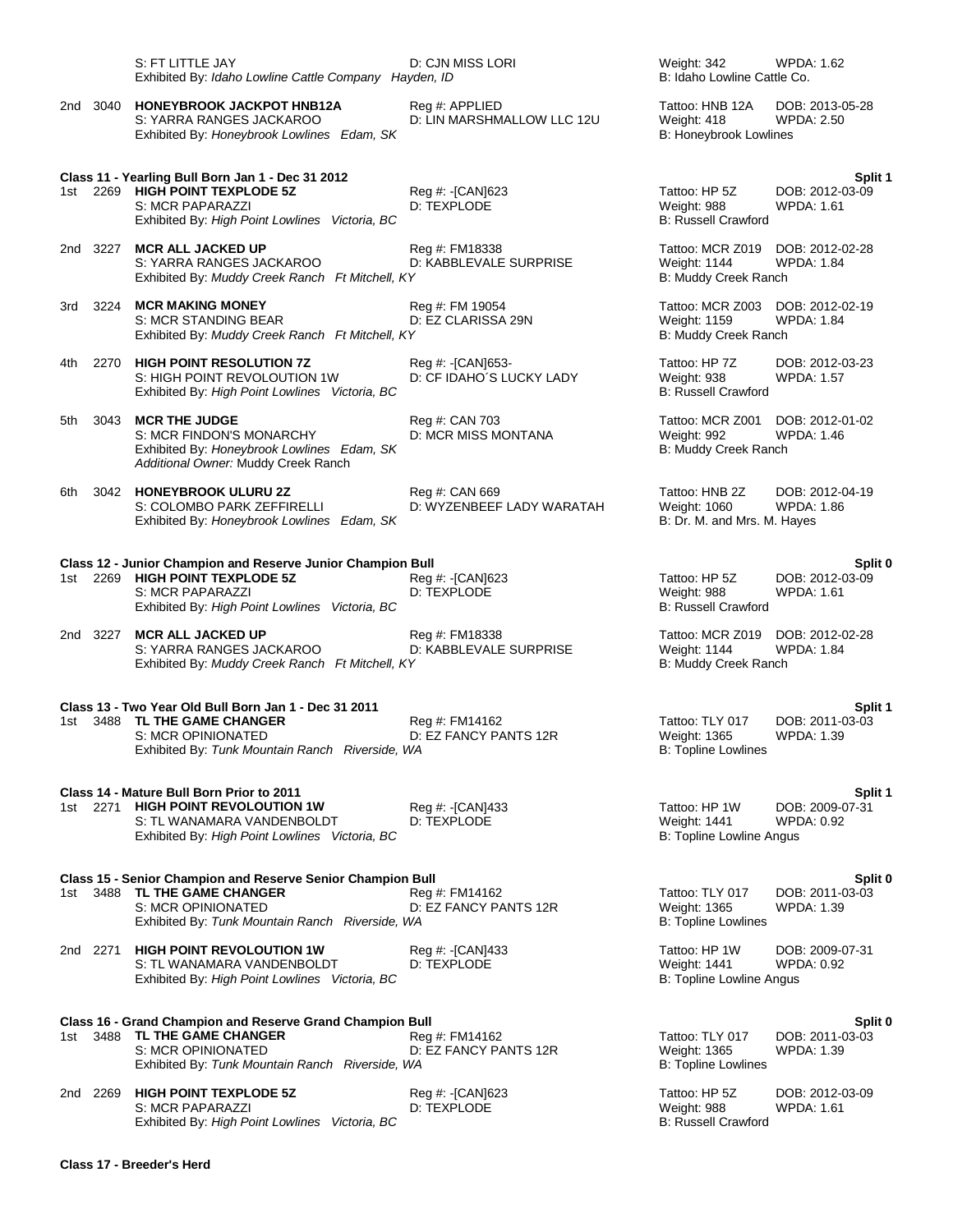S: FT LITTLE JAY | D: CJN MISS LORI | Weight: 342 | WPDA: 1.62
Exhibited By: *Idaho Lowline Cattle Company Hayden, ID* | B: Idaho Lowline Cattle Co.

2nd 3040 **HONEYBROOK JACKPOT HNB12A** | Reg #: APPLIED | Tattoo: HNB 12A | DOB: 2013-05-28
S: YARRA RANGES JACKAROO | D: LIN MARSHMALLOW LLC 12U | Weight: 418 | WPDA: 2.50
Exhibited By: *Honeybrook Lowlines Edam, SK* | B: Honeybrook Lowlines

**Class 11 - Yearling Bull Born Jan 1 - Dec 31 2012** — **Split 1**

1st 2269 **HIGH POINT TEXPLODE 5Z** | Reg #: -[CAN]623 | Tattoo: HP 5Z | DOB: 2012-03-09
S: MCR PAPARAZZI | D: TEXPLODE | Weight: 988 | WPDA: 1.61
Exhibited By: *High Point Lowlines Victoria, BC* | B: Russell Crawford

2nd 3227 **MCR ALL JACKED UP** | Reg #: FM18338 | Tattoo: MCR Z019 | DOB: 2012-02-28
S: YARRA RANGES JACKAROO | D: KABBLEVALE SURPRISE | Weight: 1144 | WPDA: 1.84
Exhibited By: *Muddy Creek Ranch Ft Mitchell, KY* | B: Muddy Creek Ranch

3rd 3224 **MCR MAKING MONEY** | Reg #: FM 19054 | Tattoo: MCR Z003 | DOB: 2012-02-19
S: MCR STANDING BEAR | D: EZ CLARISSA 29N | Weight: 1159 | WPDA: 1.84
Exhibited By: *Muddy Creek Ranch Ft Mitchell, KY* | B: Muddy Creek Ranch

4th 2270 **HIGH POINT RESOLUTION 7Z** | Reg #: -[CAN]653- | Tattoo: HP 7Z | DOB: 2012-03-23
S: HIGH POINT REVOLOUTION 1W | D: CF IDAHO´S LUCKY LADY | Weight: 938 | WPDA: 1.57
Exhibited By: *High Point Lowlines Victoria, BC* | B: Russell Crawford

5th 3043 **MCR THE JUDGE** | Reg #: CAN 703 | Tattoo: MCR Z001 | DOB: 2012-01-02
S: MCR FINDON'S MONARCHY | D: MCR MISS MONTANA | Weight: 992 | WPDA: 1.46
Exhibited By: *Honeybrook Lowlines Edam, SK* | B: Muddy Creek Ranch
*Additional Owner:* Muddy Creek Ranch

6th 3042 **HONEYBROOK ULURU 2Z** | Reg #: CAN 669 | Tattoo: HNB 2Z | DOB: 2012-04-19
S: COLOMBO PARK ZEFFIRELLI | D: WYZENBEEF LADY WARATAH | Weight: 1060 | WPDA: 1.86
Exhibited By: *Honeybrook Lowlines Edam, SK* | B: Dr. M. and Mrs. M. Hayes

**Class 12 - Junior Champion and Reserve Junior Champion Bull** — **Split 0**

1st 2269 **HIGH POINT TEXPLODE 5Z** | Reg #: -[CAN]623 | Tattoo: HP 5Z | DOB: 2012-03-09
S: MCR PAPARAZZI | D: TEXPLODE | Weight: 988 | WPDA: 1.61
Exhibited By: *High Point Lowlines Victoria, BC* | B: Russell Crawford

2nd 3227 **MCR ALL JACKED UP** | Reg #: FM18338 | Tattoo: MCR Z019 | DOB: 2012-02-28
S: YARRA RANGES JACKAROO | D: KABBLEVALE SURPRISE | Weight: 1144 | WPDA: 1.84
Exhibited By: *Muddy Creek Ranch Ft Mitchell, KY* | B: Muddy Creek Ranch

**Class 13 - Two Year Old Bull Born Jan 1 - Dec 31 2011** — **Split 1**

1st 3488 **TL THE GAME CHANGER** | Reg #: FM14162 | Tattoo: TLY 017 | DOB: 2011-03-03
S: MCR OPINIONATED | D: EZ FANCY PANTS 12R | Weight: 1365 | WPDA: 1.39
Exhibited By: *Tunk Mountain Ranch Riverside, WA* | B: Topline Lowlines

**Class 14 - Mature Bull Born Prior to 2011** — **Split 1**

1st 2271 **HIGH POINT REVOLOUTION 1W** | Reg #: -[CAN]433 | Tattoo: HP 1W | DOB: 2009-07-31
S: TL WANAMARA VANDENBOLDT | D: TEXPLODE | Weight: 1441 | WPDA: 0.92
Exhibited By: *High Point Lowlines Victoria, BC* | B: Topline Lowline Angus

**Class 15 - Senior Champion and Reserve Senior Champion Bull** — **Split 0**

1st 3488 **TL THE GAME CHANGER** | Reg #: FM14162 | Tattoo: TLY 017 | DOB: 2011-03-03
S: MCR OPINIONATED | D: EZ FANCY PANTS 12R | Weight: 1365 | WPDA: 1.39
Exhibited By: *Tunk Mountain Ranch Riverside, WA* | B: Topline Lowlines

2nd 2271 **HIGH POINT REVOLOUTION 1W** | Reg #: -[CAN]433 | Tattoo: HP 1W | DOB: 2009-07-31
S: TL WANAMARA VANDENBOLDT | D: TEXPLODE | Weight: 1441 | WPDA: 0.92
Exhibited By: *High Point Lowlines Victoria, BC* | B: Topline Lowline Angus

**Class 16 - Grand Champion and Reserve Grand Champion Bull** — **Split 0**

1st 3488 **TL THE GAME CHANGER** | Reg #: FM14162 | Tattoo: TLY 017 | DOB: 2011-03-03
S: MCR OPINIONATED | D: EZ FANCY PANTS 12R | Weight: 1365 | WPDA: 1.39
Exhibited By: *Tunk Mountain Ranch Riverside, WA* | B: Topline Lowlines

2nd 2269 **HIGH POINT TEXPLODE 5Z** | Reg #: -[CAN]623 | Tattoo: HP 5Z | DOB: 2012-03-09
S: MCR PAPARAZZI | D: TEXPLODE | Weight: 988 | WPDA: 1.61
Exhibited By: *High Point Lowlines Victoria, BC* | B: Russell Crawford

**Class 17 - Breeder's Herd**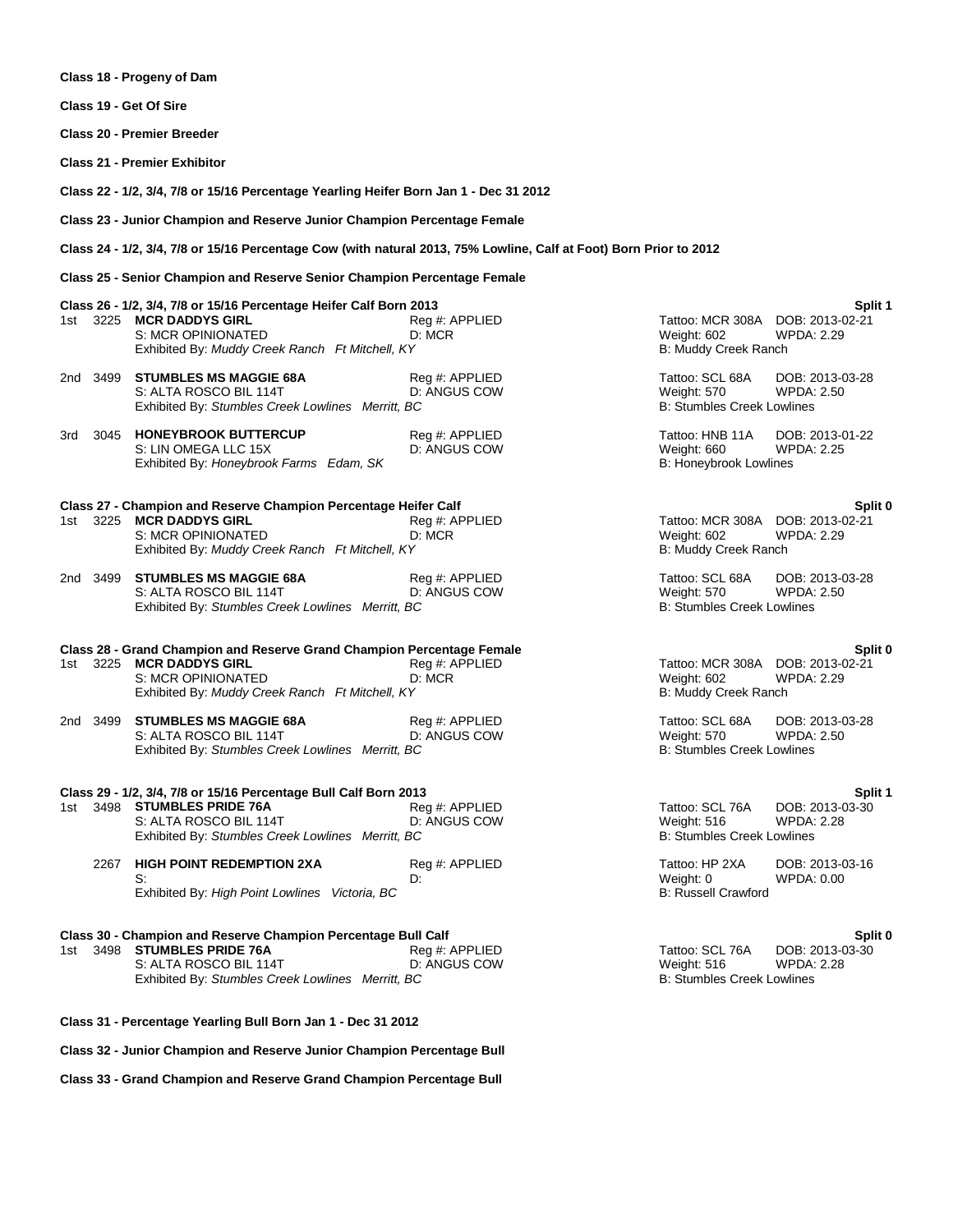**Class 18 - Progeny of Dam**

**Class 19 - Get Of Sire**

**Class 20 - Premier Breeder**

**Class 21 - Premier Exhibitor**

**Class 22 - 1/2, 3/4, 7/8 or 15/16 Percentage Yearling Heifer Born Jan 1 - Dec 31 2012**

**Class 23 - Junior Champion and Reserve Junior Champion Percentage Female**

**Class 24 - 1/2, 3/4, 7/8 or 15/16 Percentage Cow (with natural 2013, 75% Lowline, Calf at Foot) Born Prior to 2012**

**Class 25 - Senior Champion and Reserve Senior Champion Percentage Female**

**Class 26 - 1/2, 3/4, 7/8 or 15/16 Percentage Heifer Calf Born 2013** — **Split 1**

1st 3225 **MCR DADDYS GIRL** — Reg #: APPLIED — Tattoo: MCR 308A — DOB: 2013-02-21
S: MCR OPINIONATED — D: MCR — Weight: 602 — WPDA: 2.29
Exhibited By: *Muddy Creek Ranch Ft Mitchell, KY* — B: Muddy Creek Ranch

2nd 3499 **STUMBLES MS MAGGIE 68A** — Reg #: APPLIED — Tattoo: SCL 68A — DOB: 2013-03-28
S: ALTA ROSCO BIL 114T — D: ANGUS COW — Weight: 570 — WPDA: 2.50
Exhibited By: *Stumbles Creek Lowlines Merritt, BC* — B: Stumbles Creek Lowlines

3rd 3045 **HONEYBROOK BUTTERCUP** — Reg #: APPLIED — Tattoo: HNB 11A — DOB: 2013-01-22
S: LIN OMEGA LLC 15X — D: ANGUS COW — Weight: 660 — WPDA: 2.25
Exhibited By: *Honeybrook Farms Edam, SK* — B: Honeybrook Lowlines

**Class 27 - Champion and Reserve Champion Percentage Heifer Calf** — **Split 0**

1st 3225 **MCR DADDYS GIRL** — Reg #: APPLIED — Tattoo: MCR 308A — DOB: 2013-02-21
S: MCR OPINIONATED — D: MCR — Weight: 602 — WPDA: 2.29
Exhibited By: *Muddy Creek Ranch Ft Mitchell, KY* — B: Muddy Creek Ranch

2nd 3499 **STUMBLES MS MAGGIE 68A** — Reg #: APPLIED — Tattoo: SCL 68A — DOB: 2013-03-28
S: ALTA ROSCO BIL 114T — D: ANGUS COW — Weight: 570 — WPDA: 2.50
Exhibited By: *Stumbles Creek Lowlines Merritt, BC* — B: Stumbles Creek Lowlines

**Class 28 - Grand Champion and Reserve Grand Champion Percentage Female** — **Split 0**

1st 3225 **MCR DADDYS GIRL** — Reg #: APPLIED — Tattoo: MCR 308A — DOB: 2013-02-21
S: MCR OPINIONATED — D: MCR — Weight: 602 — WPDA: 2.29
Exhibited By: *Muddy Creek Ranch Ft Mitchell, KY* — B: Muddy Creek Ranch

2nd 3499 **STUMBLES MS MAGGIE 68A** — Reg #: APPLIED — Tattoo: SCL 68A — DOB: 2013-03-28
S: ALTA ROSCO BIL 114T — D: ANGUS COW — Weight: 570 — WPDA: 2.50
Exhibited By: *Stumbles Creek Lowlines Merritt, BC* — B: Stumbles Creek Lowlines

**Class 29 - 1/2, 3/4, 7/8 or 15/16 Percentage Bull Calf Born 2013** — **Split 1**

1st 3498 **STUMBLES PRIDE 76A** — Reg #: APPLIED — Tattoo: SCL 76A — DOB: 2013-03-30
S: ALTA ROSCO BIL 114T — D: ANGUS COW — Weight: 516 — WPDA: 2.28
Exhibited By: *Stumbles Creek Lowlines Merritt, BC* — B: Stumbles Creek Lowlines

2267 **HIGH POINT REDEMPTION 2XA** — Reg #: APPLIED — Tattoo: HP 2XA — DOB: 2013-03-16
S: — D: — Weight: 0 — WPDA: 0.00
Exhibited By: *High Point Lowlines Victoria, BC* — B: Russell Crawford

**Class 30 - Champion and Reserve Champion Percentage Bull Calf** — **Split 0**

1st 3498 **STUMBLES PRIDE 76A** — Reg #: APPLIED — Tattoo: SCL 76A — DOB: 2013-03-30
S: ALTA ROSCO BIL 114T — D: ANGUS COW — Weight: 516 — WPDA: 2.28
Exhibited By: *Stumbles Creek Lowlines Merritt, BC* — B: Stumbles Creek Lowlines

**Class 31 - Percentage Yearling Bull Born Jan 1 - Dec 31 2012**

**Class 32 - Junior Champion and Reserve Junior Champion Percentage Bull**

**Class 33 - Grand Champion and Reserve Grand Champion Percentage Bull**